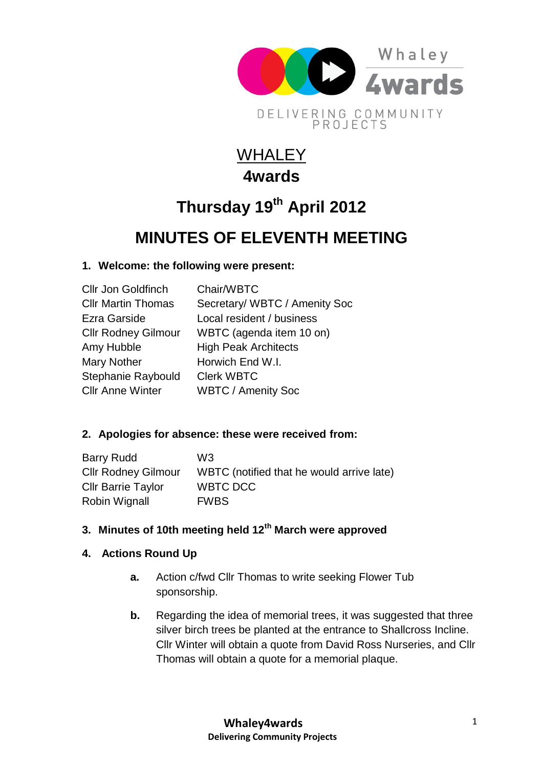Whaley
4wards

DELIVERING COMMUNITY PROJECTS

# WHALEY
# 4wards

## Thursday 19th April 2012

## MINUTES OF ELEVENTH MEETING

**1. Welcome: the following were present:**

| | |
|---|---|
| Cllr Jon Goldfinch | Chair/WBTC |
| Cllr Martin Thomas | Secretary/ WBTC / Amenity Soc |
| Ezra Garside | Local resident / business |
| Cllr Rodney Gilmour | WBTC (agenda item 10 on) |
| Amy Hubble | High Peak Architects |
| Mary Nother | Horwich End W.I. |
| Stephanie Raybould | Clerk WBTC |
| Cllr Anne Winter | WBTC / Amenity Soc |

**2. Apologies for absence: these were received from:**

| | |
|---|---|
| Barry Rudd | W3 |
| Cllr Rodney Gilmour | WBTC (notified that he would arrive late) |
| Cllr Barrie Taylor | WBTC DCC |
| Robin Wignall | FWBS |

**3. Minutes of 10th meeting held 12th March were approved**

**4. Actions Round Up**

- **a.** Action c/fwd Cllr Thomas to write seeking Flower Tub sponsorship.
- **b.** Regarding the idea of memorial trees, it was suggested that three silver birch trees be planted at the entrance to Shallcross Incline. Cllr Winter will obtain a quote from David Ross Nurseries, and Cllr Thomas will obtain a quote for a memorial plaque.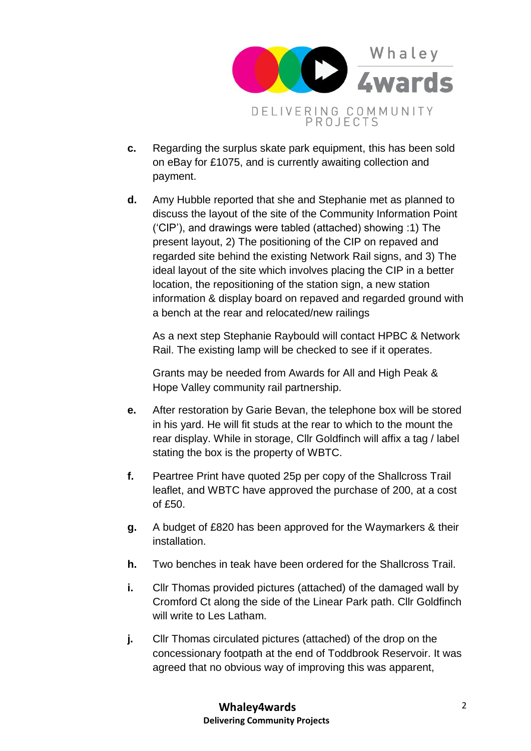**c.** Regarding the surplus skate park equipment, this has been sold on eBay for £1075, and is currently awaiting collection and payment.

**d.** Amy Hubble reported that she and Stephanie met as planned to discuss the layout of the site of the Community Information Point ('CIP'), and drawings were tabled (attached) showing :1) The present layout, 2) The positioning of the CIP on repaved and regarded site behind the existing Network Rail signs, and 3) The ideal layout of the site which involves placing the CIP in a better location, the repositioning of the station sign, a new station information & display board on repaved and regarded ground with a bench at the rear and relocated/new railings

As a next step Stephanie Raybould will contact HPBC & Network Rail. The existing lamp will be checked to see if it operates.

Grants may be needed from Awards for All and High Peak & Hope Valley community rail partnership.

**e.** After restoration by Garie Bevan, the telephone box will be stored in his yard. He will fit studs at the rear to which to the mount the rear display. While in storage, Cllr Goldfinch will affix a tag / label stating the box is the property of WBTC.

**f.** Peartree Print have quoted 25p per copy of the Shallcross Trail leaflet, and WBTC have approved the purchase of 200, at a cost of £50.

**g.** A budget of £820 has been approved for the Waymarkers & their installation.

**h.** Two benches in teak have been ordered for the Shallcross Trail.

**i.** Cllr Thomas provided pictures (attached) of the damaged wall by Cromford Ct along the side of the Linear Park path. Cllr Goldfinch will write to Les Latham.

**j.** Cllr Thomas circulated pictures (attached) of the drop on the concessionary footpath at the end of Toddbrook Reservoir. It was agreed that no obvious way of improving this was apparent,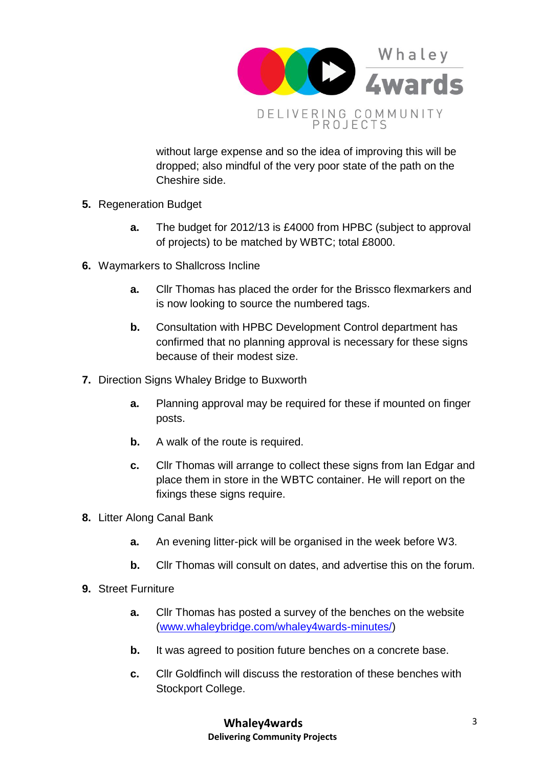without large expense and so the idea of improving this will be dropped; also mindful of the very poor state of the path on the Cheshire side.

**5.** Regeneration Budget

> **a.** The budget for 2012/13 is £4000 from HPBC (subject to approval of projects) to be matched by WBTC; total £8000.

**6.** Waymarkers to Shallcross Incline

> **a.** Cllr Thomas has placed the order for the Brissco flexmarkers and is now looking to source the numbered tags.
>
> **b.** Consultation with HPBC Development Control department has confirmed that no planning approval is necessary for these signs because of their modest size.

**7.** Direction Signs Whaley Bridge to Buxworth

> **a.** Planning approval may be required for these if mounted on finger posts.
>
> **b.** A walk of the route is required.
>
> **c.** Cllr Thomas will arrange to collect these signs from Ian Edgar and place them in store in the WBTC container. He will report on the fixings these signs require.

**8.** Litter Along Canal Bank

> **a.** An evening litter-pick will be organised in the week before W3.
>
> **b.** Cllr Thomas will consult on dates, and advertise this on the forum.

**9.** Street Furniture

> **a.** Cllr Thomas has posted a survey of the benches on the website ([www.whaleybridge.com/whaley4wards-minutes/](www.whaleybridge.com/whaley4wards-minutes/))
>
> **b.** It was agreed to position future benches on a concrete base.
>
> **c.** Cllr Goldfinch will discuss the restoration of these benches with Stockport College.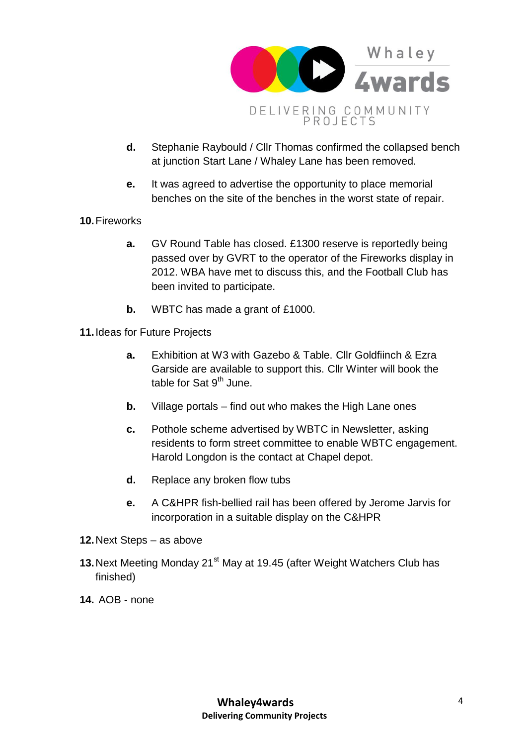d. Stephanie Raybould / Cllr Thomas confirmed the collapsed bench at junction Start Lane / Whaley Lane has been removed.

e. It was agreed to advertise the opportunity to place memorial benches on the site of the benches in the worst state of repair.

**10.** Fireworks

a. GV Round Table has closed. £1300 reserve is reportedly being passed over by GVRT to the operator of the Fireworks display in 2012. WBA have met to discuss this, and the Football Club has been invited to participate.

b. WBTC has made a grant of £1000.

**11.** Ideas for Future Projects

a. Exhibition at W3 with Gazebo & Table. Cllr Goldfiinch & Ezra Garside are available to support this. Cllr Winter will book the table for Sat 9th June.

b. Village portals – find out who makes the High Lane ones

c. Pothole scheme advertised by WBTC in Newsletter, asking residents to form street committee to enable WBTC engagement. Harold Longdon is the contact at Chapel depot.

d. Replace any broken flow tubs

e. A C&HPR fish-bellied rail has been offered by Jerome Jarvis for incorporation in a suitable display on the C&HPR

**12.** Next Steps – as above

**13.** Next Meeting Monday 21st May at 19.45 (after Weight Watchers Club has finished)

**14.** AOB - none